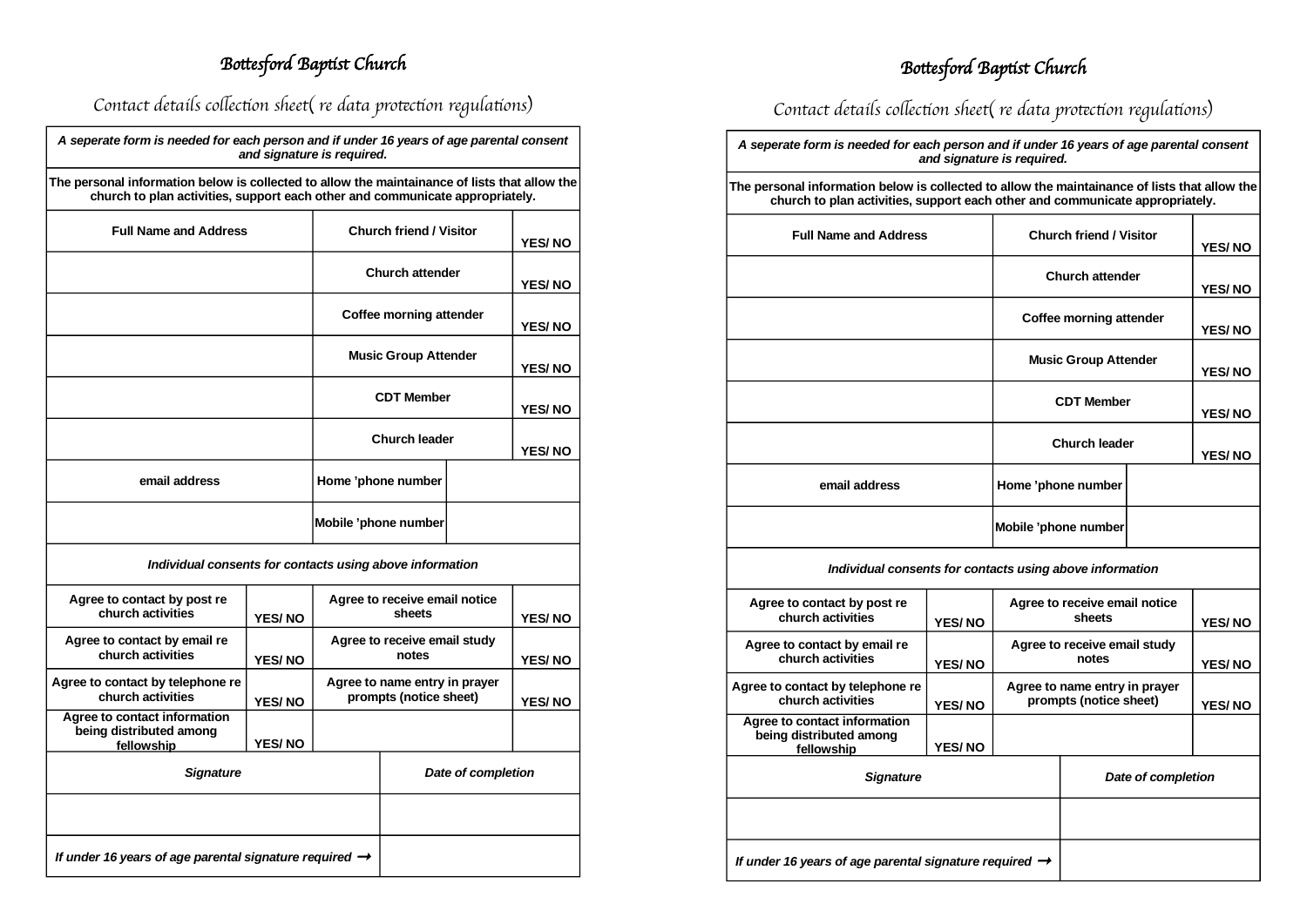# Bottesford Baptist Church

## Contact details collection sheet( re data protection regulations)

| *A seperate form is needed for each person and if under 16 years of age parental consent and signature is required.* | | | |
|---|---|---|---|
| **The personal information below is collected to allow the maintainance of lists that allow the church to plan activities, support each other and communicate appropriately.** | | | |
| **Full Name and Address** | **Church friend / Visitor** | | **YES/ NO** |
| | **Church attender** | | **YES/ NO** |
| | **Coffee morning attender** | | **YES/ NO** |
| | **Music Group Attender** | | **YES/ NO** |
| | **CDT Member** | | **YES/ NO** |
| | **Church leader** | | **YES/ NO** |
| **email address** | **Home 'phone number** | | |
| | **Mobile 'phone number** | | |

| *Individual consents for contacts using above information* | | | |
|---|---|---|---|
| **Agree to contact by post re church activities** | **YES/ NO** | **Agree to receive email notice sheets** | **YES/ NO** |
| **Agree to contact by email re church activities** | **YES/ NO** | **Agree to receive email study notes** | **YES/ NO** |
| **Agree to contact by telephone re church activities** | **YES/ NO** | **Agree to name entry in prayer prompts (notice sheet)** | **YES/ NO** |
| **Agree to contact information being distributed among fellowship** | **YES/ NO** | | |

| *Signature* | *Date of completion* |
|---|---|
| | |
| *If under 16 years of age parental signature required* ➞ | |

# Bottesford Baptist Church

## Contact details collection sheet( re data protection regulations)

| *A seperate form is needed for each person and if under 16 years of age parental consent and signature is required.* | | | |
|---|---|---|---|
| **The personal information below is collected to allow the maintainance of lists that allow the church to plan activities, support each other and communicate appropriately.** | | | |
| **Full Name and Address** | **Church friend / Visitor** | | **YES/ NO** |
| | **Church attender** | | **YES/ NO** |
| | **Coffee morning attender** | | **YES/ NO** |
| | **Music Group Attender** | | **YES/ NO** |
| | **CDT Member** | | **YES/ NO** |
| | **Church leader** | | **YES/ NO** |
| **email address** | **Home 'phone number** | | |
| | **Mobile 'phone number** | | |

| *Individual consents for contacts using above information* | | | |
|---|---|---|---|
| **Agree to contact by post re church activities** | **YES/ NO** | **Agree to receive email notice sheets** | **YES/ NO** |
| **Agree to contact by email re church activities** | **YES/ NO** | **Agree to receive email study notes** | **YES/ NO** |
| **Agree to contact by telephone re church activities** | **YES/ NO** | **Agree to name entry in prayer prompts (notice sheet)** | **YES/ NO** |
| **Agree to contact information being distributed among fellowship** | **YES/ NO** | | |

| *Signature* | *Date of completion* |
|---|---|
| | |
| *If under 16 years of age parental signature required* ➞ | |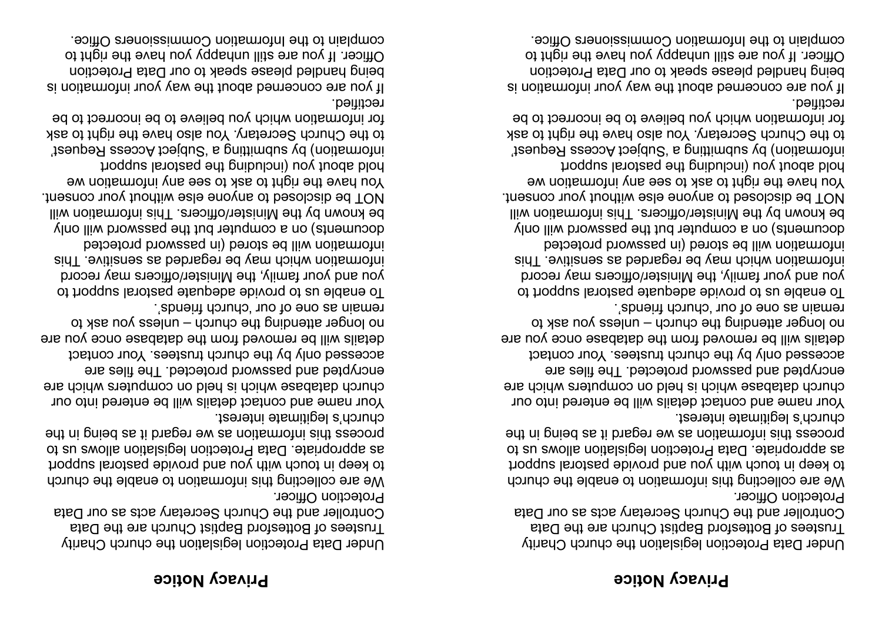# Privacy Notice

Under Data Protection legislation the church Charity Trustees of Bottesford Baptist Church are the Data Controller and the Church Secretary acts as our Data Protection Officer.

We are collecting this information to enable the church to keep in touch with you and provide pastoral support as appropriate. Data Protection legislation allows us to process this information as we regard it as being in the church's legitimate interest.

Your name and contact details will be entered into our church database which is held on computers which are encrypted and password protected. The files are accessed only by the church trustees. Your contact details will be removed from the database once you are no longer attending the church – unless you ask to remain as one of our 'church friends'.

To enable us to provide adequate pastoral support to you and your family, the Minister/officers may record information which may be regarded as sensitive. This information will be stored (in password protected documents) on a computer but the password will only be known by the Minister/officers. This information will NOT be disclosed to anyone else without your consent.

You have the right to ask to see any information we hold about you (including the pastoral support information) by submitting a 'Subject Access Request' to the Church Secretary. You also have the right to ask for information which you believe to be incorrect to be rectified.

If you are concerned about the way your information is being handled please speak to our Data Protection Officer. If you are still unhappy you have the right to complain to the Information Commissioners Office.

# Privacy Notice

Under Data Protection legislation the church Charity Trustees of Bottesford Baptist Church are the Data Controller and the Church Secretary acts as our Data Protection Officer.

We are collecting this information to enable the church to keep in touch with you and provide pastoral support as appropriate. Data Protection legislation allows us to process this information as we regard it as being in the church's legitimate interest.

Your name and contact details will be entered into our church database which is held on computers which are encrypted and password protected. The files are accessed only by the church trustees. Your contact details will be removed from the database once you are no longer attending the church – unless you ask to remain as one of our 'church friends'.

To enable us to provide adequate pastoral support to you and your family, the Minister/officers may record information which may be regarded as sensitive. This information will be stored (in password protected documents) on a computer but the password will only be known by the Minister/officers. This information will NOT be disclosed to anyone else without your consent.

You have the right to ask to see any information we hold about you (including the pastoral support information) by submitting a 'Subject Access Request' to the Church Secretary. You also have the right to ask for information which you believe to be incorrect to be rectified.

If you are concerned about the way your information is being handled please speak to our Data Protection Officer. If you are still unhappy you have the right to complain to the Information Commissioners Office.